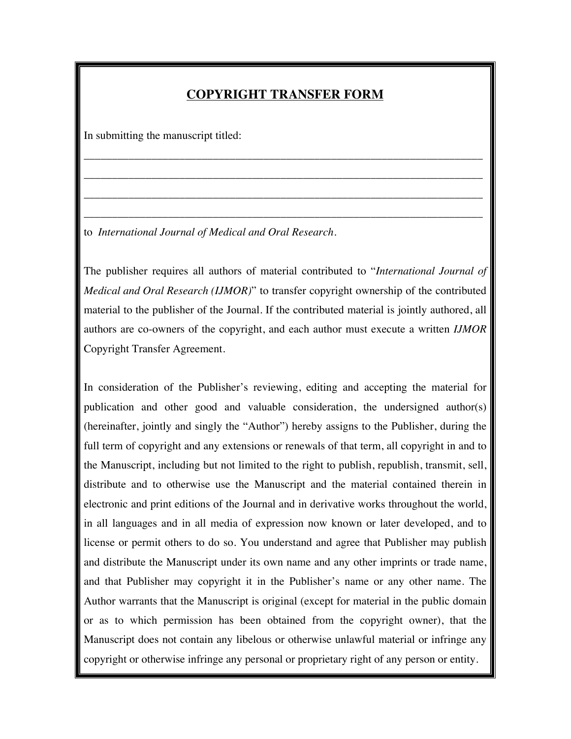# **COPYRIGHT TRANSFER FORM**

In submitting the manuscript titled:

___________________________________________________________________________

___________________________________________________________________________

___________________________________________________________________________

___________________________________________________________________________

to *International Journal of Medical and Oral Research*.

The publisher requires all authors of material contributed to "*International Journal of Medical and Oral Research (IJMOR)*" to transfer copyright ownership of the contributed material to the publisher of the Journal. If the contributed material is jointly authored, all authors are co-owners of the copyright, and each author must execute a written *IJMOR* Copyright Transfer Agreement.

In consideration of the Publisher's reviewing, editing and accepting the material for publication and other good and valuable consideration, the undersigned author(s) (hereinafter, jointly and singly the "Author") hereby assigns to the Publisher, during the full term of copyright and any extensions or renewals of that term, all copyright in and to the Manuscript, including but not limited to the right to publish, republish, transmit, sell, distribute and to otherwise use the Manuscript and the material contained therein in electronic and print editions of the Journal and in derivative works throughout the world, in all languages and in all media of expression now known or later developed, and to license or permit others to do so. You understand and agree that Publisher may publish and distribute the Manuscript under its own name and any other imprints or trade name, and that Publisher may copyright it in the Publisher's name or any other name. The Author warrants that the Manuscript is original (except for material in the public domain or as to which permission has been obtained from the copyright owner), that the Manuscript does not contain any libelous or otherwise unlawful material or infringe any copyright or otherwise infringe any personal or proprietary right of any person or entity.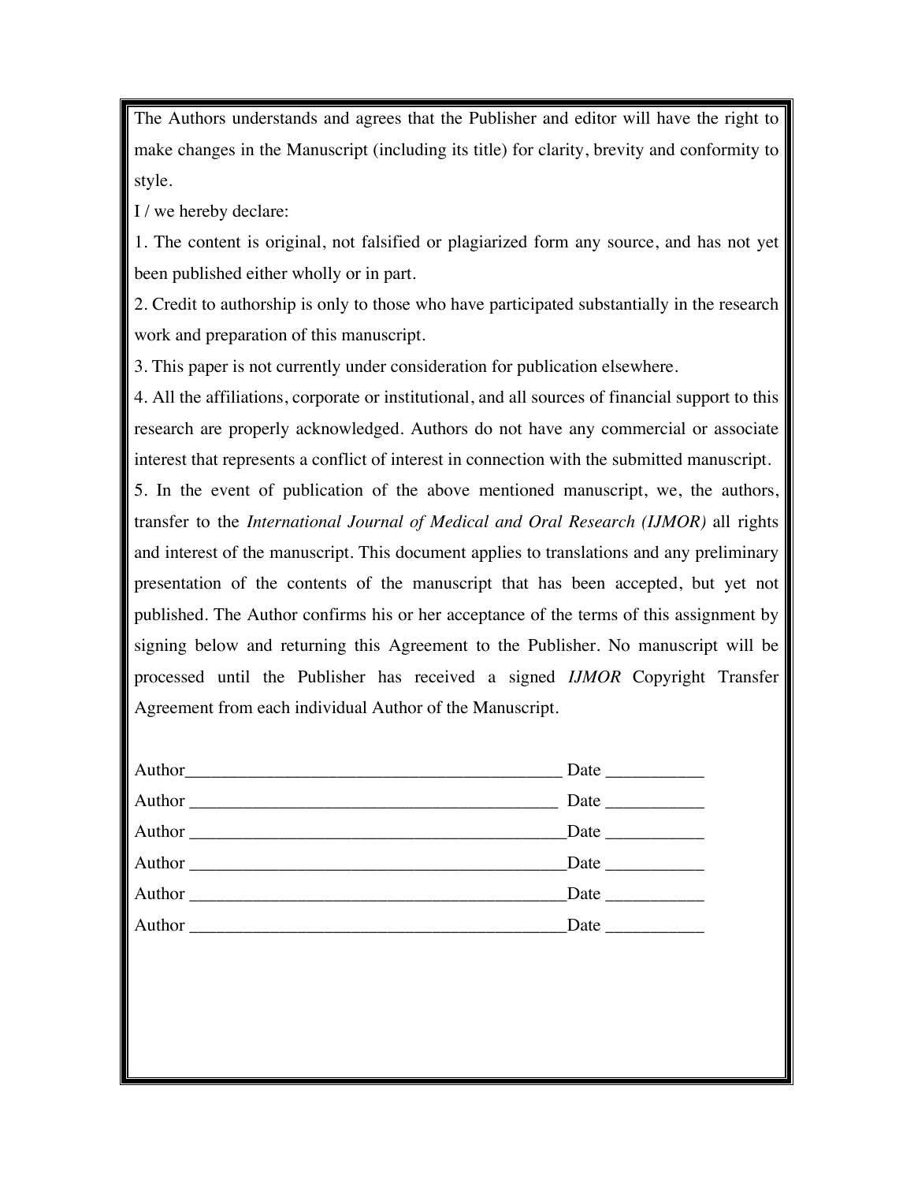The Authors understands and agrees that the Publisher and editor will have the right to make changes in the Manuscript (including its title) for clarity, brevity and conformity to style.

I / we hereby declare:

1. The content is original, not falsified or plagiarized form any source, and has not yet been published either wholly or in part.
2. Credit to authorship is only to those who have participated substantially in the research work and preparation of this manuscript.
3. This paper is not currently under consideration for publication elsewhere.
4. All the affiliations, corporate or institutional, and all sources of financial support to this research are properly acknowledged. Authors do not have any commercial or associate interest that represents a conflict of interest in connection with the submitted manuscript.
5. In the event of publication of the above mentioned manuscript, we, the authors, transfer to the *International Journal of Medical and Oral Research (IJMOR)* all rights and interest of the manuscript. This document applies to translations and any preliminary presentation of the contents of the manuscript that has been accepted, but yet not published. The Author confirms his or her acceptance of the terms of this assignment by signing below and returning this Agreement to the Publisher. No manuscript will be processed until the Publisher has received a signed *IJMOR* Copyright Transfer Agreement from each individual Author of the Manuscript.

Author___________________________________________ Date ___________

Author ___________________________________________ Date ___________

Author ___________________________________________Date ___________

Author ___________________________________________Date ___________

Author ___________________________________________Date ___________

Author ___________________________________________Date ___________